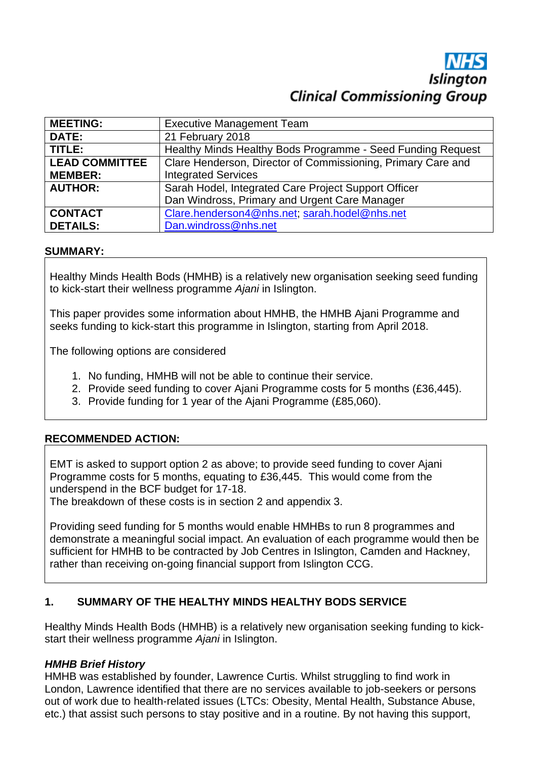**NHS Islington**
**Clinical Commissioning Group**

| | |
|---|---|
| **MEETING:** | Executive Management Team |
| **DATE:** | 21 February 2018 |
| **TITLE:** | Healthy Minds Healthy Bods Programme - Seed Funding Request |
| **LEAD COMMITTEE MEMBER:** | Clare Henderson, Director of Commissioning, Primary Care and Integrated Services |
| **AUTHOR:** | Sarah Hodel, Integrated Care Project Support Officer<br>Dan Windross, Primary and Urgent Care Manager |
| **CONTACT DETAILS:** | Clare.henderson4@nhs.net; sarah.hodel@nhs.net<br>Dan.windross@nhs.net |

**SUMMARY:**

Healthy Minds Health Bods (HMHB) is a relatively new organisation seeking seed funding to kick-start their wellness programme *Ajani* in Islington.

This paper provides some information about HMHB, the HMHB Ajani Programme and seeks funding to kick-start this programme in Islington, starting from April 2018.

The following options are considered

1. No funding, HMHB will not be able to continue their service.
2. Provide seed funding to cover Ajani Programme costs for 5 months (£36,445).
3. Provide funding for 1 year of the Ajani Programme (£85,060).

**RECOMMENDED ACTION:**

EMT is asked to support option 2 as above; to provide seed funding to cover Ajani Programme costs for 5 months, equating to £36,445. This would come from the underspend in the BCF budget for 17-18.
The breakdown of these costs is in section 2 and appendix 3.

Providing seed funding for 5 months would enable HMHBs to run 8 programmes and demonstrate a meaningful social impact. An evaluation of each programme would then be sufficient for HMHB to be contracted by Job Centres in Islington, Camden and Hackney, rather than receiving on-going financial support from Islington CCG.

## 1. SUMMARY OF THE HEALTHY MINDS HEALTHY BODS SERVICE

Healthy Minds Health Bods (HMHB) is a relatively new organisation seeking funding to kick-start their wellness programme *Ajani* in Islington.

***HMHB Brief History***

HMHB was established by founder, Lawrence Curtis. Whilst struggling to find work in London, Lawrence identified that there are no services available to job-seekers or persons out of work due to health-related issues (LTCs: Obesity, Mental Health, Substance Abuse, etc.) that assist such persons to stay positive and in a routine. By not having this support,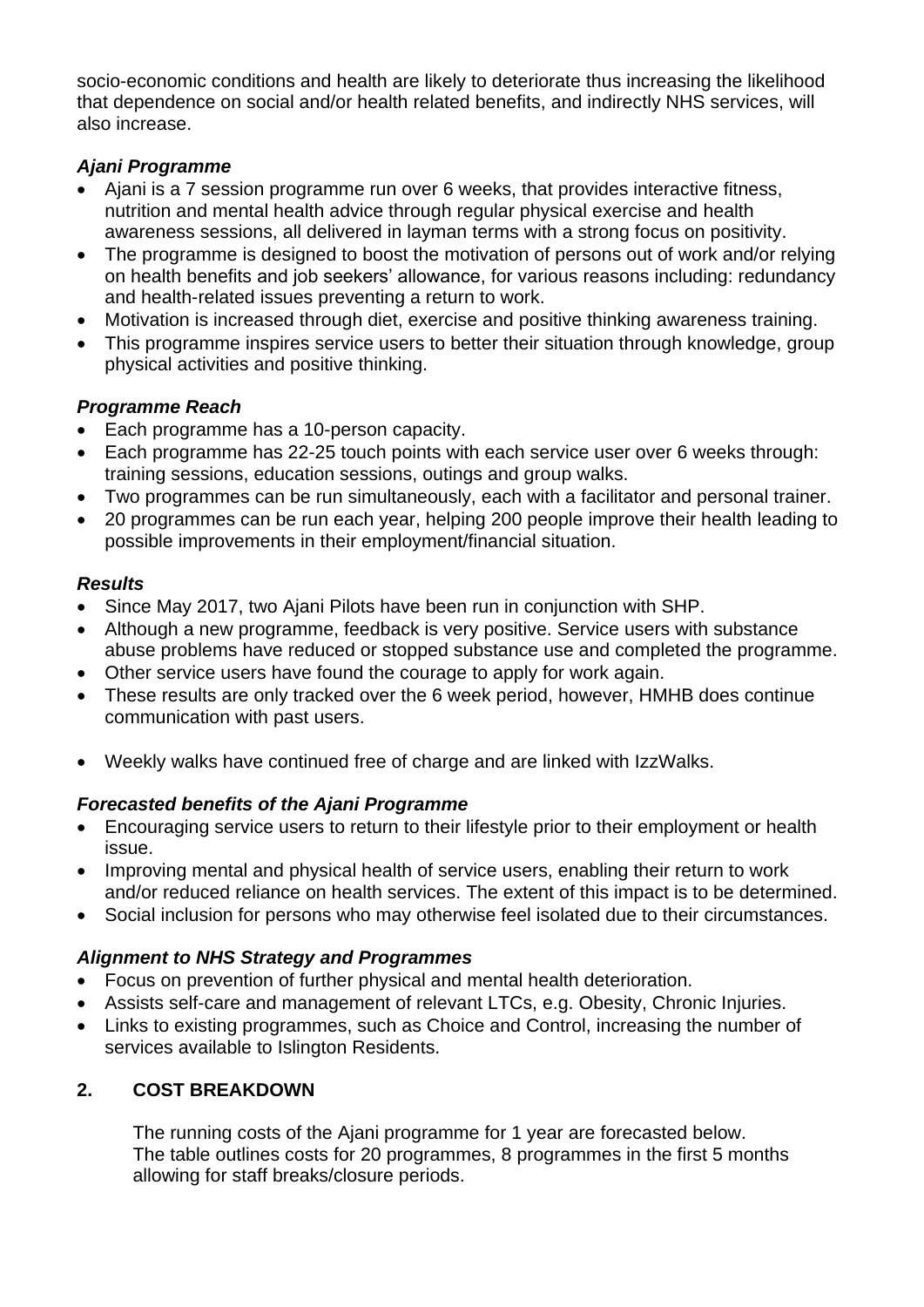socio-economic conditions and health are likely to deteriorate thus increasing the likelihood that dependence on social and/or health related benefits, and indirectly NHS services, will also increase.

### *Ajani Programme*

- Ajani is a 7 session programme run over 6 weeks, that provides interactive fitness, nutrition and mental health advice through regular physical exercise and health awareness sessions, all delivered in layman terms with a strong focus on positivity.
- The programme is designed to boost the motivation of persons out of work and/or relying on health benefits and job seekers' allowance, for various reasons including: redundancy and health-related issues preventing a return to work.
- Motivation is increased through diet, exercise and positive thinking awareness training.
- This programme inspires service users to better their situation through knowledge, group physical activities and positive thinking.

### *Programme Reach*

- Each programme has a 10-person capacity.
- Each programme has 22-25 touch points with each service user over 6 weeks through: training sessions, education sessions, outings and group walks.
- Two programmes can be run simultaneously, each with a facilitator and personal trainer.
- 20 programmes can be run each year, helping 200 people improve their health leading to possible improvements in their employment/financial situation.

### *Results*

- Since May 2017, two Ajani Pilots have been run in conjunction with SHP.
- Although a new programme, feedback is very positive. Service users with substance abuse problems have reduced or stopped substance use and completed the programme.
- Other service users have found the courage to apply for work again.
- These results are only tracked over the 6 week period, however, HMHB does continue communication with past users.

- Weekly walks have continued free of charge and are linked with IzzWalks.

### *Forecasted benefits of the Ajani Programme*

- Encouraging service users to return to their lifestyle prior to their employment or health issue.
- Improving mental and physical health of service users, enabling their return to work and/or reduced reliance on health services. The extent of this impact is to be determined.
- Social inclusion for persons who may otherwise feel isolated due to their circumstances.

### *Alignment to NHS Strategy and Programmes*

- Focus on prevention of further physical and mental health deterioration.
- Assists self-care and management of relevant LTCs, e.g. Obesity, Chronic Injuries.
- Links to existing programmes, such as Choice and Control, increasing the number of services available to Islington Residents.

## 2. COST BREAKDOWN

The running costs of the Ajani programme for 1 year are forecasted below.
The table outlines costs for 20 programmes, 8 programmes in the first 5 months allowing for staff breaks/closure periods.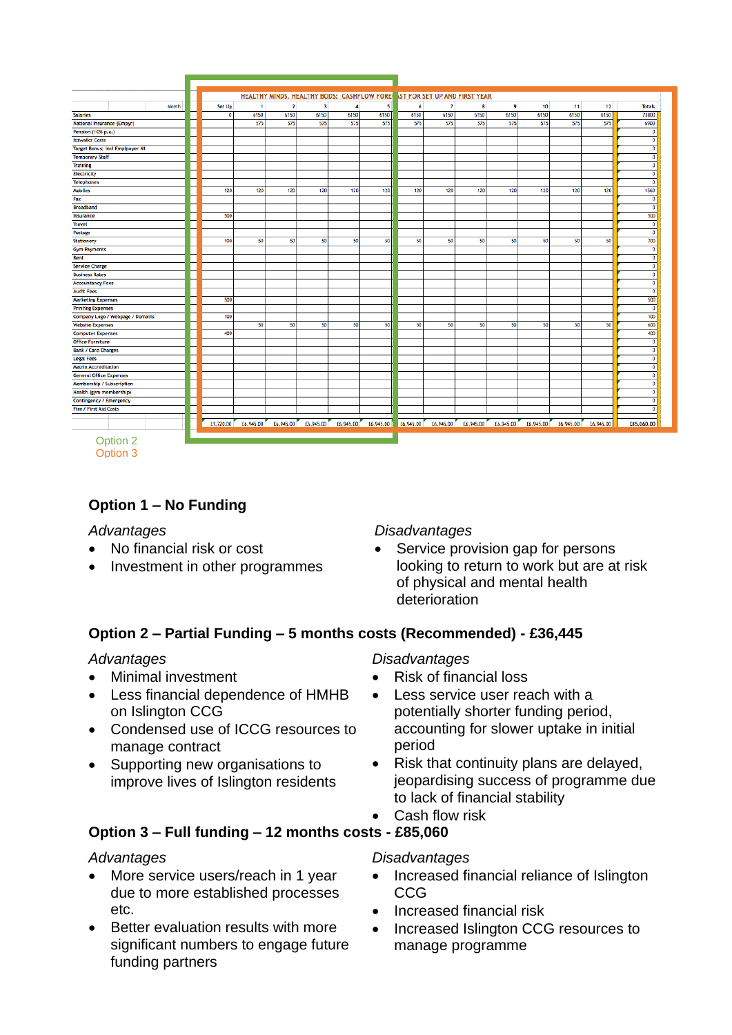| Month | Set Up | 1 | 2 | 3 | 4 | 5 | 6 | 7 | 8 | 9 | 10 | 11 | 12 | Totals |
|---|---|---|---|---|---|---|---|---|---|---|---|---|---|---|
| | HEALTHY MINDS, HEALTHY BODS: CASHFLOW FORECAST FOR SET UP AND FIRST YEAR | | | | | | | | | | | | | |
| Salaries | 0 | 6150 | 6150 | 6150 | 6150 | 6150 | 6150 | 6150 | 6150 | 6150 | 6150 | 6150 | 6150 | 73800 |
| National Insurance (Empyr) | | 575 | 575 | 575 | 575 | 575 | 575 | 575 | 575 | 575 | 575 | 575 | 575 | 6900 |
| Pension (10% p.a.) | | | | | | | | | | | | | | 0 |
| Izawalkz Costs | | | | | | | | | | | | | | 0 |
| Target Bonus; incl Employer NI | | | | | | | | | | | | | | 0 |
| Temporary Staff | | | | | | | | | | | | | | 0 |
| Training | | | | | | | | | | | | | | 0 |
| Electricity | | | | | | | | | | | | | | 0 |
| Telephones | | | | | | | | | | | | | | 0 |
| Mobiles | 120 | 120 | 120 | 120 | 120 | 120 | 120 | 120 | 120 | 120 | 120 | 120 | 120 | 1560 |
| Fax | | | | | | | | | | | | | | 0 |
| Broadband | | | | | | | | | | | | | | 0 |
| Insurance | 500 | | | | | | | | | | | | | 500 |
| Travel | | | | | | | | | | | | | | 0 |
| Postage | | | | | | | | | | | | | | 0 |
| Stationery | 100 | 50 | 50 | 50 | 50 | 50 | 50 | 50 | 50 | 50 | 50 | 50 | 50 | 700 |
| Gym Payments | | | | | | | | | | | | | | 0 |
| Rent | | | | | | | | | | | | | | 0 |
| Service Charge | | | | | | | | | | | | | | 0 |
| Business Rates | | | | | | | | | | | | | | 0 |
| Accountancy Fees | | | | | | | | | | | | | | 0 |
| Audit Fees | | | | | | | | | | | | | | 0 |
| Marketing Expenses | 500 | | | | | | | | | | | | | 500 |
| Printing Expenses | | | | | | | | | | | | | | 0 |
| Company Logo / Webpage / Domains | 100 | | | | | | | | | | | | | 100 |
| Website Expenses | | 50 | 50 | 50 | 50 | 50 | 50 | 50 | 50 | 50 | 50 | 50 | 50 | 600 |
| Computer Expenses | 400 | | | | | | | | | | | | | 400 |
| Office Furniture | | | | | | | | | | | | | | 0 |
| Bank / Card Charges | | | | | | | | | | | | | | 0 |
| Legal Fees | | | | | | | | | | | | | | 0 |
| Matrix Accreditation | | | | | | | | | | | | | | 0 |
| General Office Expenses | | | | | | | | | | | | | | 0 |
| Membership / Subscription | | | | | | | | | | | | | | 0 |
| Health (gym membership) | | | | | | | | | | | | | | 0 |
| Contingency / Emergency | | | | | | | | | | | | | | 0 |
| Fire / First Aid Costs | | | | | | | | | | | | | | 0 |
| | £1,720.00 | £6,945.00 | £6,945.00 | £6,945.00 | £6,945.00 | £6,945.00 | £6,945.00 | £6,945.00 | £6,945.00 | £6,945.00 | £6,945.00 | £6,945.00 | £6,945.00 | £85,060.00 |

Option 2
Option 3

## Option 1 – No Funding

*Advantages*

- No financial risk or cost
- Investment in other programmes

*Disadvantages*

- Service provision gap for persons looking to return to work but are at risk of physical and mental health deterioration

## Option 2 – Partial Funding – 5 months costs (Recommended) - £36,445

*Advantages*

- Minimal investment
- Less financial dependence of HMHB on Islington CCG
- Condensed use of ICCG resources to manage contract
- Supporting new organisations to improve lives of Islington residents

*Disadvantages*

- Risk of financial loss
- Less service user reach with a potentially shorter funding period, accounting for slower uptake in initial period
- Risk that continuity plans are delayed, jeopardising success of programme due to lack of financial stability
- Cash flow risk

## Option 3 – Full funding – 12 months costs - £85,060

*Advantages*

- More service users/reach in 1 year due to more established processes etc.
- Better evaluation results with more significant numbers to engage future funding partners

*Disadvantages*

- Increased financial reliance of Islington CCG
- Increased financial risk
- Increased Islington CCG resources to manage programme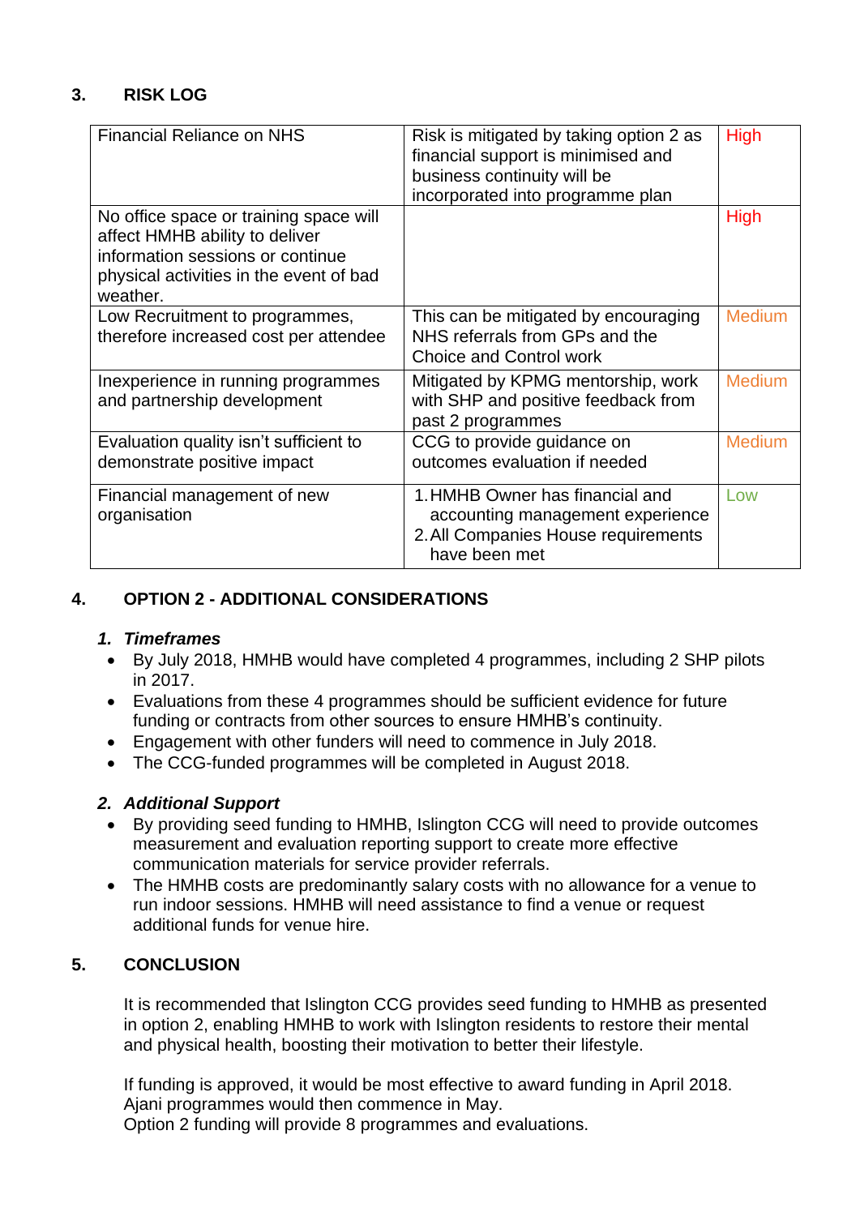## 3. RISK LOG

| | | |
|---|---|---|
| Financial Reliance on NHS | Risk is mitigated by taking option 2 as financial support is minimised and business continuity will be incorporated into programme plan | High |
| No office space or training space will affect HMHB ability to deliver information sessions or continue physical activities in the event of bad weather. | | High |
| Low Recruitment to programmes, therefore increased cost per attendee | This can be mitigated by encouraging NHS referrals from GPs and the Choice and Control work | Medium |
| Inexperience in running programmes and partnership development | Mitigated by KPMG mentorship, work with SHP and positive feedback from past 2 programmes | Medium |
| Evaluation quality isn't sufficient to demonstrate positive impact | CCG to provide guidance on outcomes evaluation if needed | Medium |
| Financial management of new organisation | 1. HMHB Owner has financial and accounting management experience<br>2. All Companies House requirements have been met | Low |

## 4. OPTION 2 - ADDITIONAL CONSIDERATIONS

### 1. *Timeframes*

- By July 2018, HMHB would have completed 4 programmes, including 2 SHP pilots in 2017.
- Evaluations from these 4 programmes should be sufficient evidence for future funding or contracts from other sources to ensure HMHB's continuity.
- Engagement with other funders will need to commence in July 2018.
- The CCG-funded programmes will be completed in August 2018.

### 2. *Additional Support*

- By providing seed funding to HMHB, Islington CCG will need to provide outcomes measurement and evaluation reporting support to create more effective communication materials for service provider referrals.
- The HMHB costs are predominantly salary costs with no allowance for a venue to run indoor sessions. HMHB will need assistance to find a venue or request additional funds for venue hire.

## 5. CONCLUSION

It is recommended that Islington CCG provides seed funding to HMHB as presented in option 2, enabling HMHB to work with Islington residents to restore their mental and physical health, boosting their motivation to better their lifestyle.

If funding is approved, it would be most effective to award funding in April 2018. Ajani programmes would then commence in May.
Option 2 funding will provide 8 programmes and evaluations.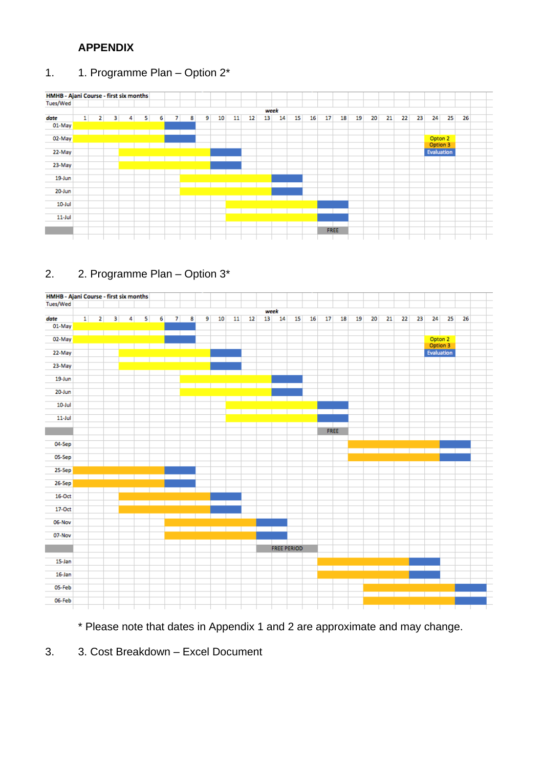**APPENDIX**

1. 1. Programme Plan – Option 2*

HMHB - Ajani Course - first six months
Tues/Wed
week
date
1 2 3 4 5 6 7 8 9 10 11 12 13 14 15 16 17 18 19 20 21 22 23 24 25 26
01-May
02-May
22-May
23-May
19-Jun
20-Jun
10-Jul
11-Jul
FREE
Opton 2
Option 3
Evaluation

2. 2. Programme Plan – Option 3*

HMHB - Ajani Course - first six months
Tues/Wed
week
date
1 2 3 4 5 6 7 8 9 10 11 12 13 14 15 16 17 18 19 20 21 22 23 24 25 26
01-May
02-May
22-May
23-May
19-Jun
20-Jun
10-Jul
11-Jul
FREE
04-Sep
05-Sep
25-Sep
26-Sep
16-Oct
17-Oct
06-Nov
07-Nov
FREE PERIOD
15-Jan
16-Jan
05-Feb
06-Feb
Opton 2
Option 3
Evaluation

\* Please note that dates in Appendix 1 and 2 are approximate and may change.

3. 3. Cost Breakdown – Excel Document